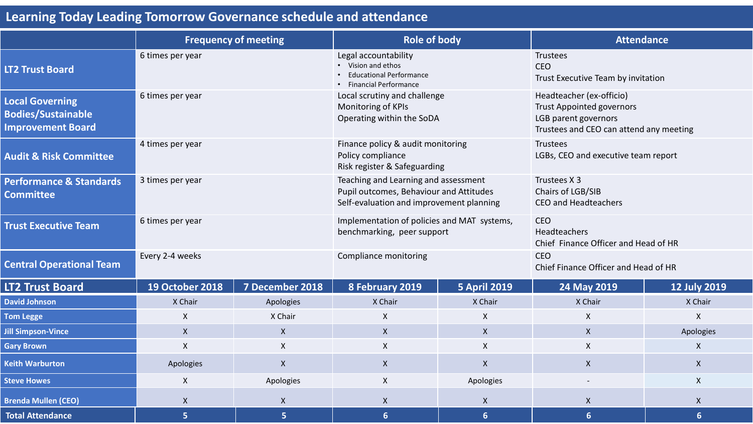# Learning Today Leading Tomorrow Governance schedule and attendance

| | Frequency of meeting | Role of body | Attendance |
|---|---|---|---|
| **LT2 Trust Board** | 6 times per year | Legal accountability<br>• Vision and ethos<br>• Educational Performance<br>• Financial Performance | Trustees<br>CEO<br>Trust Executive Team by invitation |
| **Local Governing Bodies/Sustainable Improvement Board** | 6 times per year | Local scrutiny and challenge<br>Monitoring of KPIs<br>Operating within the SoDA | Headteacher (ex-officio)<br>Trust Appointed governors<br>LGB parent governors<br>Trustees and CEO can attend any meeting |
| **Audit & Risk Committee** | 4 times per year | Finance policy & audit monitoring<br>Policy compliance<br>Risk register & Safeguarding | Trustees<br>LGBs, CEO and executive team report |
| **Performance & Standards Committee** | 3 times per year | Teaching and Learning and assessment<br>Pupil outcomes, Behaviour and Attitudes<br>Self-evaluation and improvement planning | Trustees X 3<br>Chairs of LGB/SIB<br>CEO and Headteachers |
| **Trust Executive Team** | 6 times per year | Implementation of policies and MAT systems, benchmarking, peer support | CEO<br>Headteachers<br>Chief Finance Officer and Head of HR |
| **Central Operational Team** | Every 2-4 weeks | Compliance monitoring | CEO<br>Chief Finance Officer and Head of HR |

| LT2 Trust Board | 19 October 2018 | 7 December 2018 | 8 February 2019 | 5 April 2019 | 24 May 2019 | 12 July 2019 |
|---|---|---|---|---|---|---|
| **David Johnson** | X Chair | Apologies | X Chair | X Chair | X Chair | X Chair |
| **Tom Legge** | X | X Chair | X | X | X | X |
| **Jill Simpson-Vince** | X | X | X | X | X | Apologies |
| **Gary Brown** | X | X | X | X | X | X |
| **Keith Warburton** | Apologies | X | X | X | X | X |
| **Steve Howes** | X | Apologies | X | Apologies | - | X |
| **Brenda Mullen (CEO)** | X | X | X | X | X | X |
| **Total Attendance** | 5 | 5 | 6 | 6 | 6 | 6 |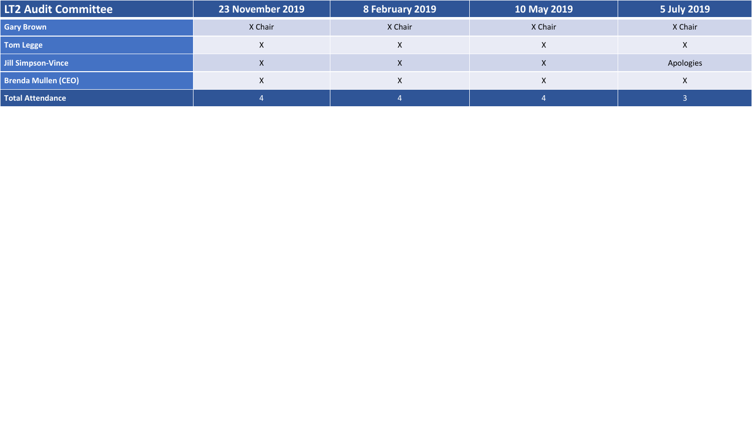| LT2 Audit Committee | 23 November 2019 | 8 February 2019 | 10 May 2019 | 5 July 2019 |
|---|---|---|---|---|
| Gary Brown | X Chair | X Chair | X Chair | X Chair |
| Tom Legge | X | X | X | X |
| Jill Simpson-Vince | X | X | X | Apologies |
| Brenda Mullen (CEO) | X | X | X | X |
| Total Attendance | 4 | 4 | 4 | 3 |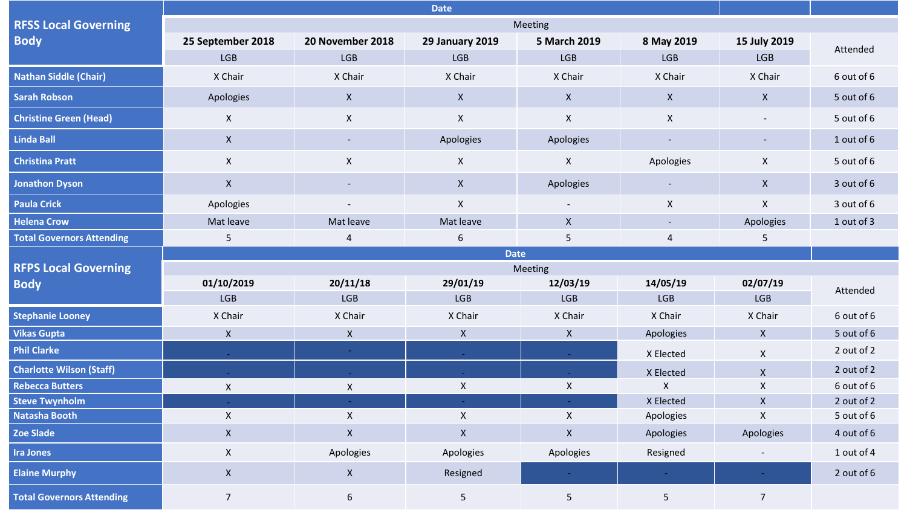| RFSS Local Governing Body | Date | | | | | | |
|---|---|---|---|---|---|---|---|
| | Meeting | | | | | | |
| | 25 September 2018 | 20 November 2018 | 29 January 2019 | 5 March 2019 | 8 May 2019 | 15 July 2019 | Attended |
| | LGB | LGB | LGB | LGB | LGB | LGB | |
| Nathan Siddle (Chair) | X Chair | X Chair | X Chair | X Chair | X Chair | X Chair | 6 out of 6 |
| Sarah Robson | Apologies | X | X | X | X | X | 5 out of 6 |
| Christine Green (Head) | X | X | X | X | X | - | 5 out of 6 |
| Linda Ball | X | - | Apologies | Apologies | - | - | 1 out of 6 |
| Christina Pratt | X | X | X | X | Apologies | X | 5 out of 6 |
| Jonathon Dyson | X | - | X | Apologies | - | X | 3 out of 6 |
| Paula Crick | Apologies | - | X | - | X | X | 3 out of 6 |
| Helena Crow | Mat leave | Mat leave | Mat leave | X | - | Apologies | 1 out of 3 |
| Total Governors Attending | 5 | 4 | 6 | 5 | 4 | 5 | |

| RFPS Local Governing Body | Date | | | | | | |
|---|---|---|---|---|---|---|---|
| | Meeting | | | | | | |
| | 01/10/2019 | 20/11/18 | 29/01/19 | 12/03/19 | 14/05/19 | 02/07/19 | Attended |
| | LGB | LGB | LGB | LGB | LGB | LGB | |
| Stephanie Looney | X Chair | X Chair | X Chair | X Chair | X Chair | X Chair | 6 out of 6 |
| Vikas Gupta | X | X | X | X | Apologies | X | 5 out of 6 |
| Phil Clarke | - | - | - | - | X Elected | X | 2 out of 2 |
| Charlotte Wilson (Staff) | - | - | - | - | X Elected | X | 2 out of 2 |
| Rebecca Butters | X | X | X | X | X | X | 6 out of 6 |
| Steve Twynholm | - | - | - | - | X Elected | X | 2 out of 2 |
| Natasha Booth | X | X | X | X | Apologies | X | 5 out of 6 |
| Zoe Slade | X | X | X | X | Apologies | Apologies | 4 out of 6 |
| Ira Jones | X | Apologies | Apologies | Apologies | Resigned | - | 1 out of 4 |
| Elaine Murphy | X | X | Resigned | - | - | - | 2 out of 6 |
| Total Governors Attending | 7 | 6 | 5 | 5 | 5 | 7 | |